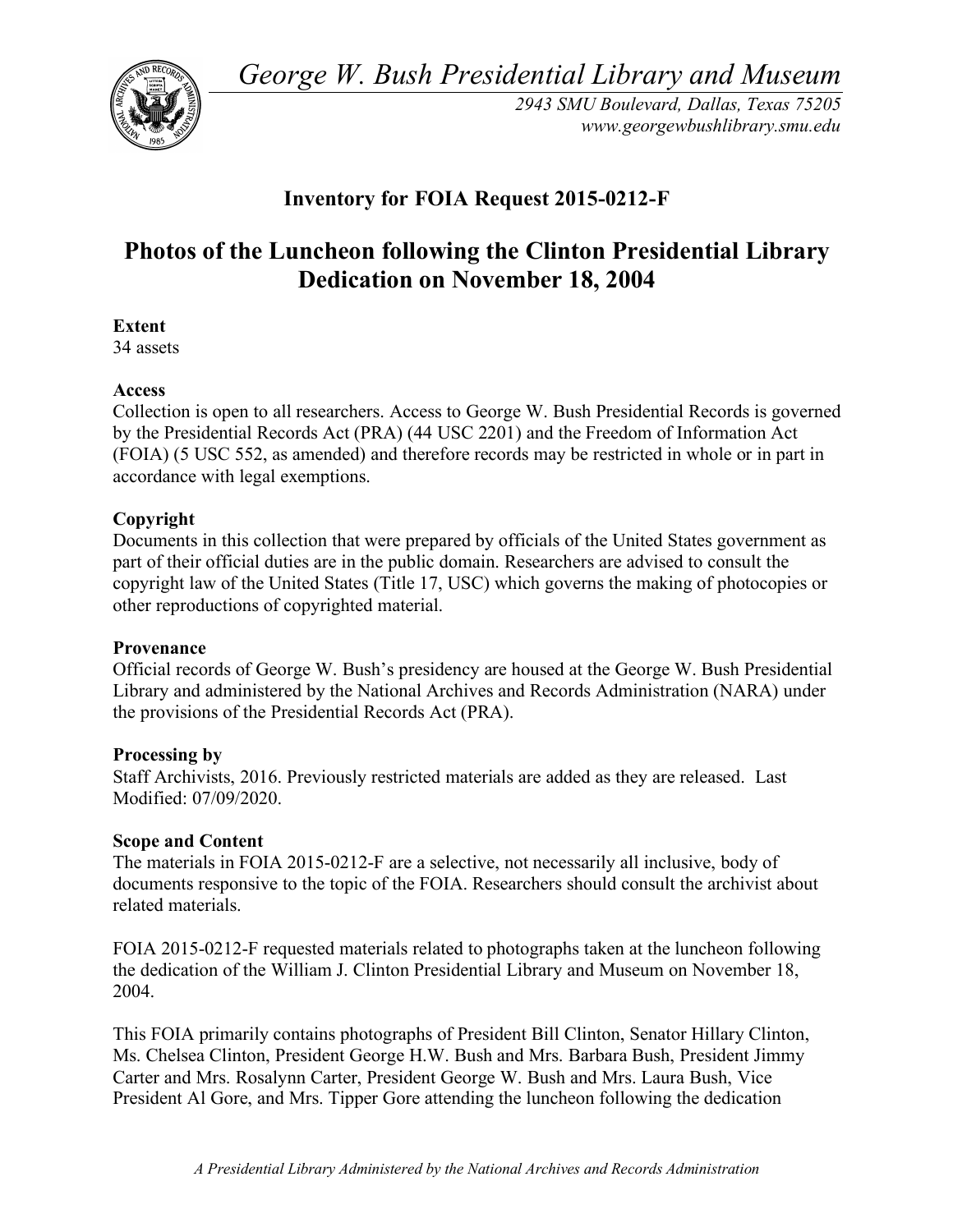*George W. Bush Presidential Library and Museum*

*2943 SMU Boulevard, Dallas, Texas 75205*
*www.georgewbushlibrary.smu.edu*

## Inventory for FOIA Request 2015-0212-F

# Photos of the Luncheon following the Clinton Presidential Library Dedication on November 18, 2004

**Extent**
34 assets

**Access**
Collection is open to all researchers. Access to George W. Bush Presidential Records is governed by the Presidential Records Act (PRA) (44 USC 2201) and the Freedom of Information Act (FOIA) (5 USC 552, as amended) and therefore records may be restricted in whole or in part in accordance with legal exemptions.

**Copyright**
Documents in this collection that were prepared by officials of the United States government as part of their official duties are in the public domain. Researchers are advised to consult the copyright law of the United States (Title 17, USC) which governs the making of photocopies or other reproductions of copyrighted material.

**Provenance**
Official records of George W. Bush's presidency are housed at the George W. Bush Presidential Library and administered by the National Archives and Records Administration (NARA) under the provisions of the Presidential Records Act (PRA).

**Processing by**
Staff Archivists, 2016. Previously restricted materials are added as they are released. Last Modified: 07/09/2020.

**Scope and Content**
The materials in FOIA 2015-0212-F are a selective, not necessarily all inclusive, body of documents responsive to the topic of the FOIA. Researchers should consult the archivist about related materials.

FOIA 2015-0212-F requested materials related to photographs taken at the luncheon following the dedication of the William J. Clinton Presidential Library and Museum on November 18, 2004.

This FOIA primarily contains photographs of President Bill Clinton, Senator Hillary Clinton, Ms. Chelsea Clinton, President George H.W. Bush and Mrs. Barbara Bush, President Jimmy Carter and Mrs. Rosalynn Carter, President George W. Bush and Mrs. Laura Bush, Vice President Al Gore, and Mrs. Tipper Gore attending the luncheon following the dedication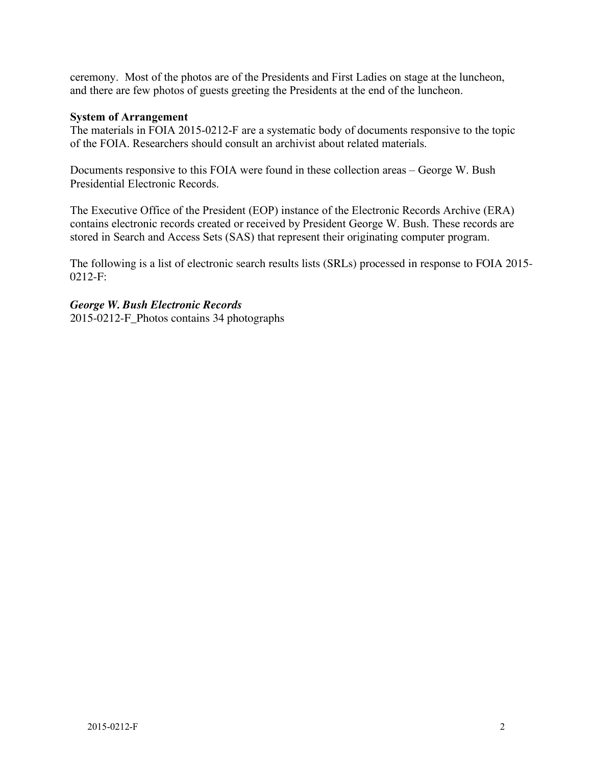ceremony. Most of the photos are of the Presidents and First Ladies on stage at the luncheon, and there are few photos of guests greeting the Presidents at the end of the luncheon.

**System of Arrangement**

The materials in FOIA 2015-0212-F are a systematic body of documents responsive to the topic of the FOIA. Researchers should consult an archivist about related materials.

Documents responsive to this FOIA were found in these collection areas – George W. Bush Presidential Electronic Records.

The Executive Office of the President (EOP) instance of the Electronic Records Archive (ERA) contains electronic records created or received by President George W. Bush. These records are stored in Search and Access Sets (SAS) that represent their originating computer program.

The following is a list of electronic search results lists (SRLs) processed in response to FOIA 2015-0212-F:

***George W. Bush Electronic Records***

2015-0212-F_Photos contains 34 photographs